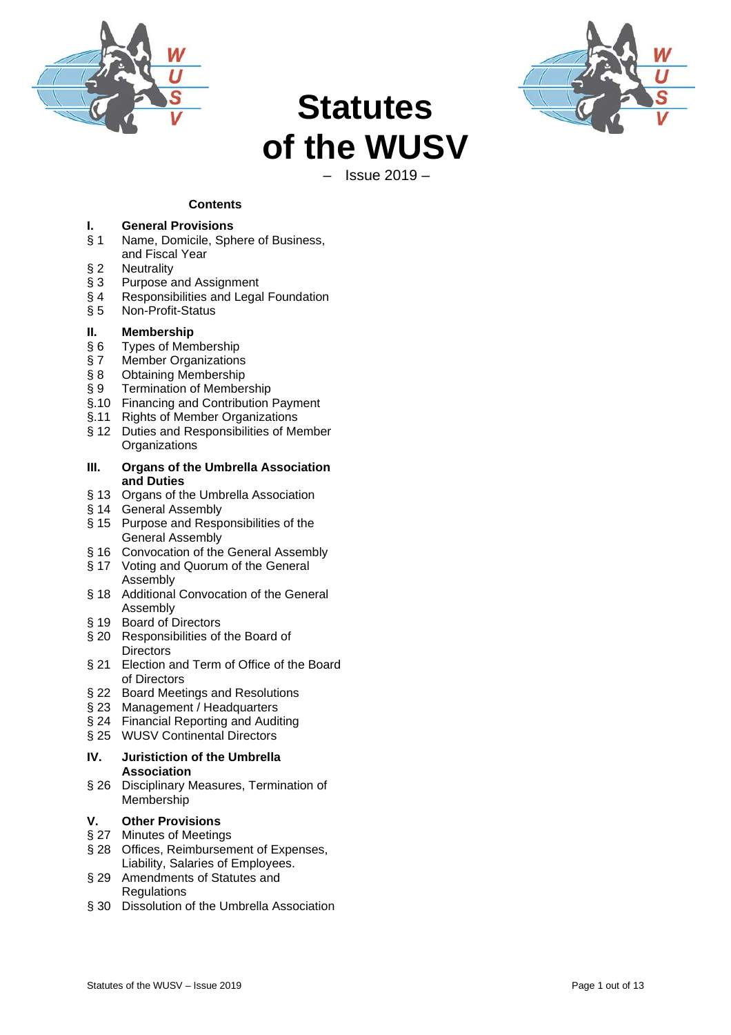# Statutes of the WUSV

– Issue 2019 –

**Contents**

**I. General Provisions**
- § 1 Name, Domicile, Sphere of Business, and Fiscal Year
- § 2 Neutrality
- § 3 Purpose and Assignment
- § 4 Responsibilities and Legal Foundation
- § 5 Non-Profit-Status

**II. Membership**
- § 6 Types of Membership
- § 7 Member Organizations
- § 8 Obtaining Membership
- § 9 Termination of Membership
- §.10 Financing and Contribution Payment
- §.11 Rights of Member Organizations
- § 12 Duties and Responsibilities of Member Organizations

**III. Organs of the Umbrella Association and Duties**
- § 13 Organs of the Umbrella Association
- § 14 General Assembly
- § 15 Purpose and Responsibilities of the General Assembly
- § 16 Convocation of the General Assembly
- § 17 Voting and Quorum of the General Assembly
- § 18 Additional Convocation of the General Assembly
- § 19 Board of Directors
- § 20 Responsibilities of the Board of Directors
- § 21 Election and Term of Office of the Board of Directors
- § 22 Board Meetings and Resolutions
- § 23 Management / Headquarters
- § 24 Financial Reporting and Auditing
- § 25 WUSV Continental Directors

**IV. Juristiction of the Umbrella Association**
- § 26 Disciplinary Measures, Termination of Membership

**V. Other Provisions**
- § 27 Minutes of Meetings
- § 28 Offices, Reimbursement of Expenses, Liability, Salaries of Employees.
- § 29 Amendments of Statutes and Regulations
- § 30 Dissolution of the Umbrella Association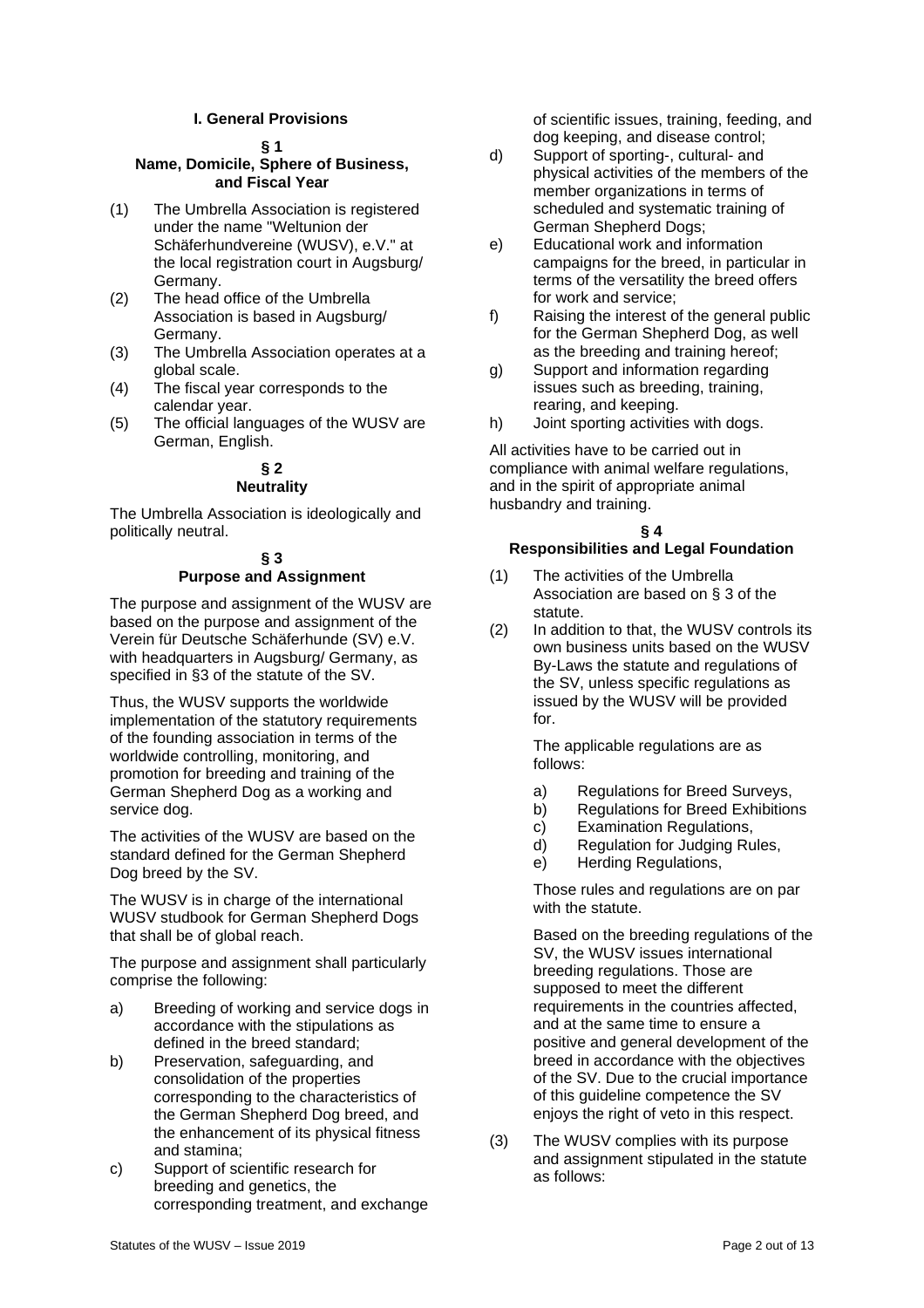## I. General Provisions

### § 1
### Name, Domicile, Sphere of Business, and Fiscal Year

(1) The Umbrella Association is registered under the name "Weltunion der Schäferhundvereine (WUSV), e.V." at the local registration court in Augsburg/ Germany.

(2) The head office of the Umbrella Association is based in Augsburg/ Germany.

(3) The Umbrella Association operates at a global scale.

(4) The fiscal year corresponds to the calendar year.

(5) The official languages of the WUSV are German, English.

### § 2
### Neutrality

The Umbrella Association is ideologically and politically neutral.

### § 3
### Purpose and Assignment

The purpose and assignment of the WUSV are based on the purpose and assignment of the Verein für Deutsche Schäferhunde (SV) e.V. with headquarters in Augsburg/ Germany, as specified in §3 of the statute of the SV.

Thus, the WUSV supports the worldwide implementation of the statutory requirements of the founding association in terms of the worldwide controlling, monitoring, and promotion for breeding and training of the German Shepherd Dog as a working and service dog.

The activities of the WUSV are based on the standard defined for the German Shepherd Dog breed by the SV.

The WUSV is in charge of the international WUSV studbook for German Shepherd Dogs that shall be of global reach.

The purpose and assignment shall particularly comprise the following:

a) Breeding of working and service dogs in accordance with the stipulations as defined in the breed standard;

b) Preservation, safeguarding, and consolidation of the properties corresponding to the characteristics of the German Shepherd Dog breed, and the enhancement of its physical fitness and stamina;

c) Support of scientific research for breeding and genetics, the corresponding treatment, and exchange of scientific issues, training, feeding, and dog keeping, and disease control;

d) Support of sporting-, cultural- and physical activities of the members of the member organizations in terms of scheduled and systematic training of German Shepherd Dogs;

e) Educational work and information campaigns for the breed, in particular in terms of the versatility the breed offers for work and service;

f) Raising the interest of the general public for the German Shepherd Dog, as well as the breeding and training hereof;

g) Support and information regarding issues such as breeding, training, rearing, and keeping.

h) Joint sporting activities with dogs.

All activities have to be carried out in compliance with animal welfare regulations, and in the spirit of appropriate animal husbandry and training.

### § 4
### Responsibilities and Legal Foundation

(1) The activities of the Umbrella Association are based on § 3 of the statute.

(2) In addition to that, the WUSV controls its own business units based on the WUSV By-Laws the statute and regulations of the SV, unless specific regulations as issued by the WUSV will be provided for.

The applicable regulations are as follows:

a) Regulations for Breed Surveys,
b) Regulations for Breed Exhibitions
c) Examination Regulations,
d) Regulation for Judging Rules,
e) Herding Regulations,

Those rules and regulations are on par with the statute.

Based on the breeding regulations of the SV, the WUSV issues international breeding regulations. Those are supposed to meet the different requirements in the countries affected, and at the same time to ensure a positive and general development of the breed in accordance with the objectives of the SV. Due to the crucial importance of this guideline competence the SV enjoys the right of veto in this respect.

(3) The WUSV complies with its purpose and assignment stipulated in the statute as follows: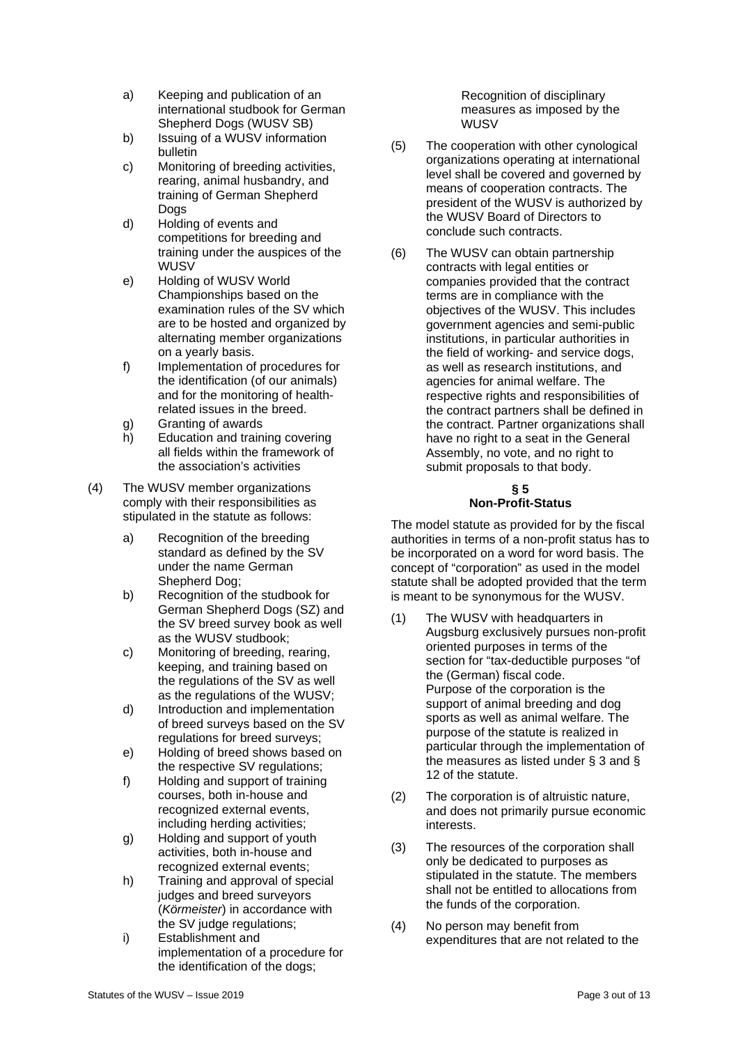a) Keeping and publication of an international studbook for German Shepherd Dogs (WUSV SB)
b) Issuing of a WUSV information bulletin
c) Monitoring of breeding activities, rearing, animal husbandry, and training of German Shepherd Dogs
d) Holding of events and competitions for breeding and training under the auspices of the WUSV
e) Holding of WUSV World Championships based on the examination rules of the SV which are to be hosted and organized by alternating member organizations on a yearly basis.
f) Implementation of procedures for the identification (of our animals) and for the monitoring of health-related issues in the breed.
g) Granting of awards
h) Education and training covering all fields within the framework of the association's activities

(4) The WUSV member organizations comply with their responsibilities as stipulated in the statute as follows:

a) Recognition of the breeding standard as defined by the SV under the name German Shepherd Dog;
b) Recognition of the studbook for German Shepherd Dogs (SZ) and the SV breed survey book as well as the WUSV studbook;
c) Monitoring of breeding, rearing, keeping, and training based on the regulations of the SV as well as the regulations of the WUSV;
d) Introduction and implementation of breed surveys based on the SV regulations for breed surveys;
e) Holding of breed shows based on the respective SV regulations;
f) Holding and support of training courses, both in-house and recognized external events, including herding activities;
g) Holding and support of youth activities, both in-house and recognized external events;
h) Training and approval of special judges and breed surveyors (*Körmeister*) in accordance with the SV judge regulations;
i) Establishment and implementation of a procedure for the identification of the dogs; Recognition of disciplinary measures as imposed by the WUSV

(5) The cooperation with other cynological organizations operating at international level shall be covered and governed by means of cooperation contracts. The president of the WUSV is authorized by the WUSV Board of Directors to conclude such contracts.

(6) The WUSV can obtain partnership contracts with legal entities or companies provided that the contract terms are in compliance with the objectives of the WUSV. This includes government agencies and semi-public institutions, in particular authorities in the field of working- and service dogs, as well as research institutions, and agencies for animal welfare. The respective rights and responsibilities of the contract partners shall be defined in the contract. Partner organizations shall have no right to a seat in the General Assembly, no vote, and no right to submit proposals to that body.

## § 5
## Non-Profit-Status

The model statute as provided for by the fiscal authorities in terms of a non-profit status has to be incorporated on a word for word basis. The concept of "corporation" as used in the model statute shall be adopted provided that the term is meant to be synonymous for the WUSV.

(1) The WUSV with headquarters in Augsburg exclusively pursues non-profit oriented purposes in terms of the section for "tax-deductible purposes "of the (German) fiscal code.
Purpose of the corporation is the support of animal breeding and dog sports as well as animal welfare. The purpose of the statute is realized in particular through the implementation of the measures as listed under § 3 and § 12 of the statute.

(2) The corporation is of altruistic nature, and does not primarily pursue economic interests.

(3) The resources of the corporation shall only be dedicated to purposes as stipulated in the statute. The members shall not be entitled to allocations from the funds of the corporation.

(4) No person may benefit from expenditures that are not related to the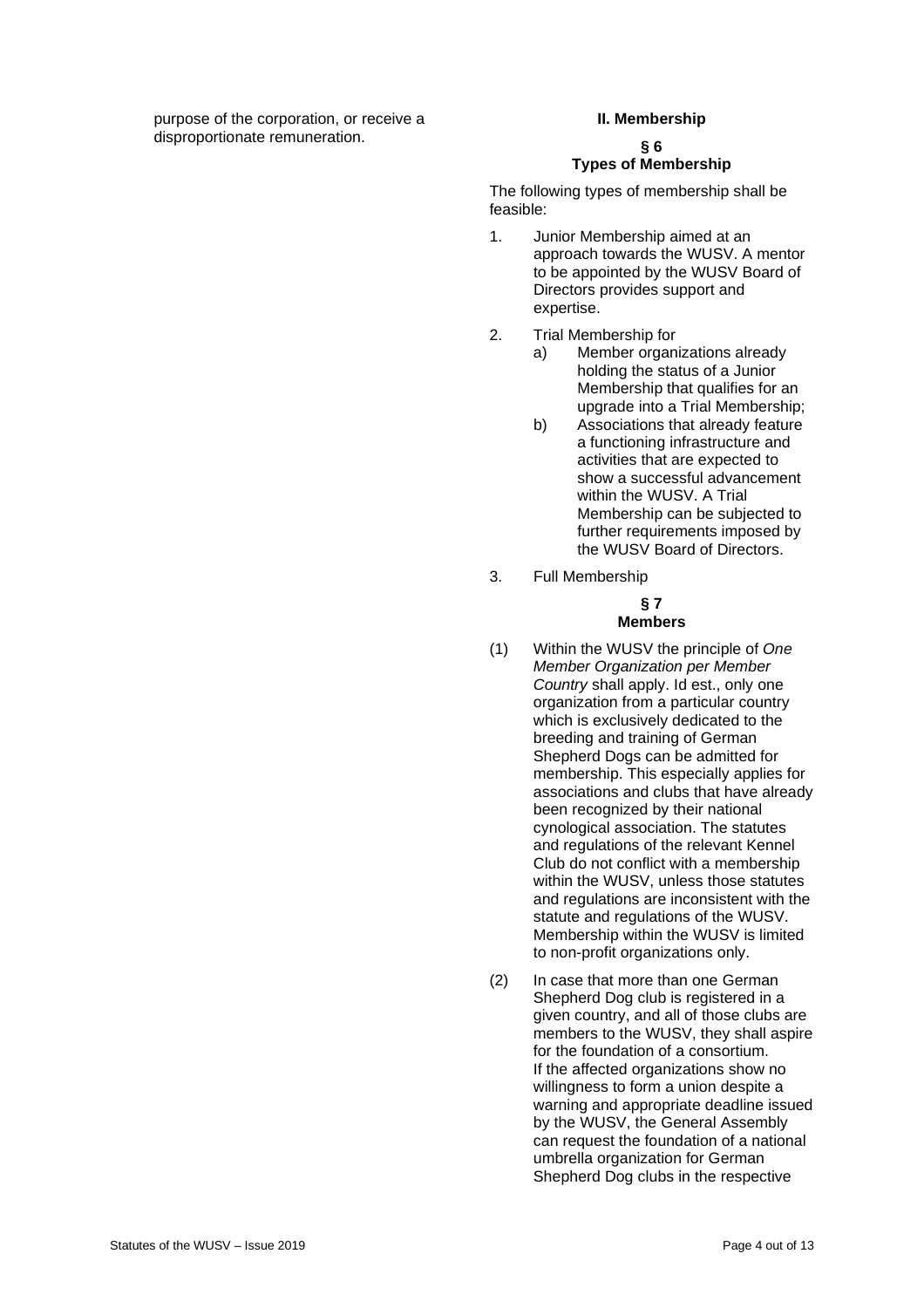purpose of the corporation, or receive a disproportionate remuneration.

## II. Membership

### § 6
### Types of Membership

The following types of membership shall be feasible:

1. Junior Membership aimed at an approach towards the WUSV. A mentor to be appointed by the WUSV Board of Directors provides support and expertise.
2. Trial Membership for
   a) Member organizations already holding the status of a Junior Membership that qualifies for an upgrade into a Trial Membership;
   b) Associations that already feature a functioning infrastructure and activities that are expected to show a successful advancement within the WUSV. A Trial Membership can be subjected to further requirements imposed by the WUSV Board of Directors.
3. Full Membership

### § 7
### Members

(1) Within the WUSV the principle of *One Member Organization per Member Country* shall apply. Id est., only one organization from a particular country which is exclusively dedicated to the breeding and training of German Shepherd Dogs can be admitted for membership. This especially applies for associations and clubs that have already been recognized by their national cynological association. The statutes and regulations of the relevant Kennel Club do not conflict with a membership within the WUSV, unless those statutes and regulations are inconsistent with the statute and regulations of the WUSV. Membership within the WUSV is limited to non-profit organizations only.

(2) In case that more than one German Shepherd Dog club is registered in a given country, and all of those clubs are members to the WUSV, they shall aspire for the foundation of a consortium.
If the affected organizations show no willingness to form a union despite a warning and appropriate deadline issued by the WUSV, the General Assembly can request the foundation of a national umbrella organization for German Shepherd Dog clubs in the respective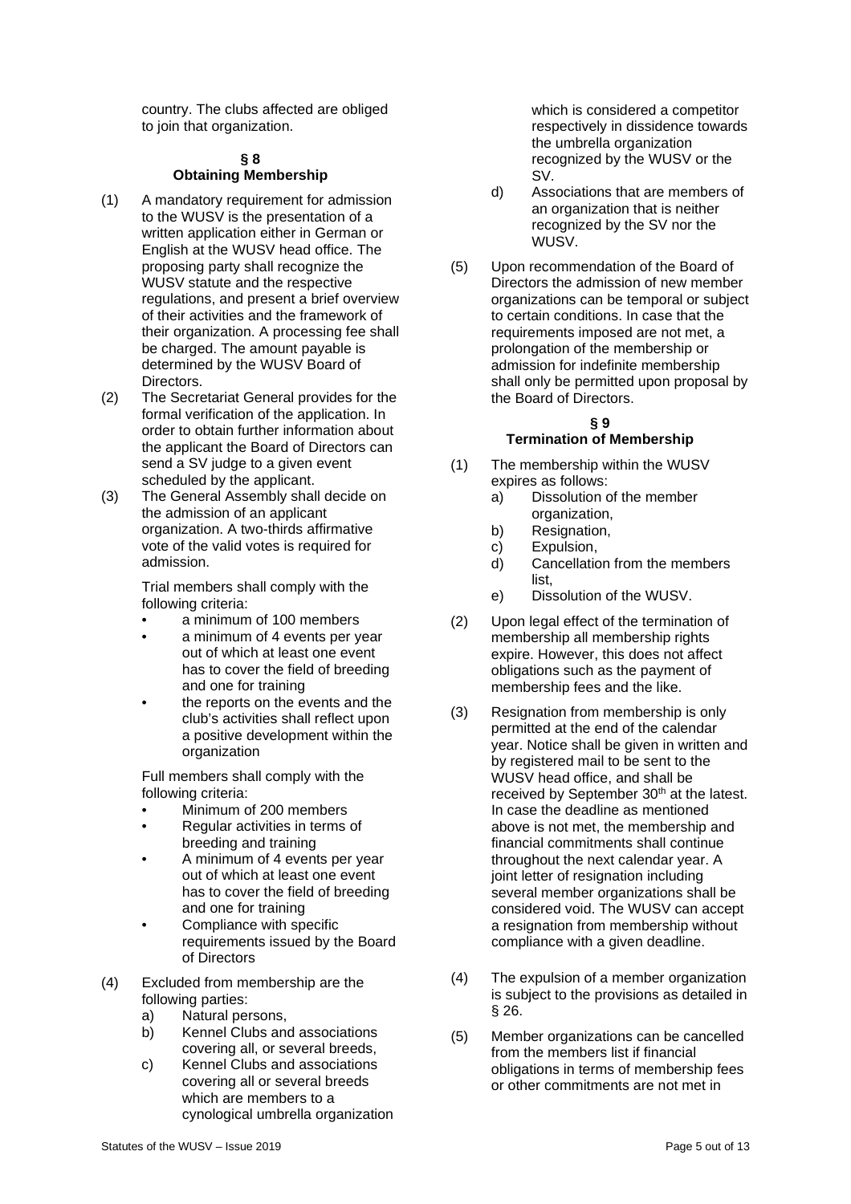country. The clubs affected are obliged to join that organization.

## § 8
## Obtaining Membership

(1) A mandatory requirement for admission to the WUSV is the presentation of a written application either in German or English at the WUSV head office. The proposing party shall recognize the WUSV statute and the respective regulations, and present a brief overview of their activities and the framework of their organization. A processing fee shall be charged. The amount payable is determined by the WUSV Board of Directors.

(2) The Secretariat General provides for the formal verification of the application. In order to obtain further information about the applicant the Board of Directors can send a SV judge to a given event scheduled by the applicant.

(3) The General Assembly shall decide on the admission of an applicant organization. A two-thirds affirmative vote of the valid votes is required for admission.

   Trial members shall comply with the following criteria:
   - a minimum of 100 members
   - a minimum of 4 events per year out of which at least one event has to cover the field of breeding and one for training
   - the reports on the events and the club's activities shall reflect upon a positive development within the organization

   Full members shall comply with the following criteria:
   - Minimum of 200 members
   - Regular activities in terms of breeding and training
   - A minimum of 4 events per year out of which at least one event has to cover the field of breeding and one for training
   - Compliance with specific requirements issued by the Board of Directors

(4) Excluded from membership are the following parties:
   a) Natural persons,
   b) Kennel Clubs and associations covering all, or several breeds,
   c) Kennel Clubs and associations covering all or several breeds which are members to a cynological umbrella organization which is considered a competitor respectively in dissidence towards the umbrella organization recognized by the WUSV or the SV.
   d) Associations that are members of an organization that is neither recognized by the SV nor the WUSV.

(5) Upon recommendation of the Board of Directors the admission of new member organizations can be temporal or subject to certain conditions. In case that the requirements imposed are not met, a prolongation of the membership or admission for indefinite membership shall only be permitted upon proposal by the Board of Directors.

## § 9
## Termination of Membership

(1) The membership within the WUSV expires as follows:
   a) Dissolution of the member organization,
   b) Resignation,
   c) Expulsion,
   d) Cancellation from the members list,
   e) Dissolution of the WUSV.

(2) Upon legal effect of the termination of membership all membership rights expire. However, this does not affect obligations such as the payment of membership fees and the like.

(3) Resignation from membership is only permitted at the end of the calendar year. Notice shall be given in written and by registered mail to be sent to the WUSV head office, and shall be received by September 30th at the latest. In case the deadline as mentioned above is not met, the membership and financial commitments shall continue throughout the next calendar year. A joint letter of resignation including several member organizations shall be considered void. The WUSV can accept a resignation from membership without compliance with a given deadline.

(4) The expulsion of a member organization is subject to the provisions as detailed in § 26.

(5) Member organizations can be cancelled from the members list if financial obligations in terms of membership fees or other commitments are not met in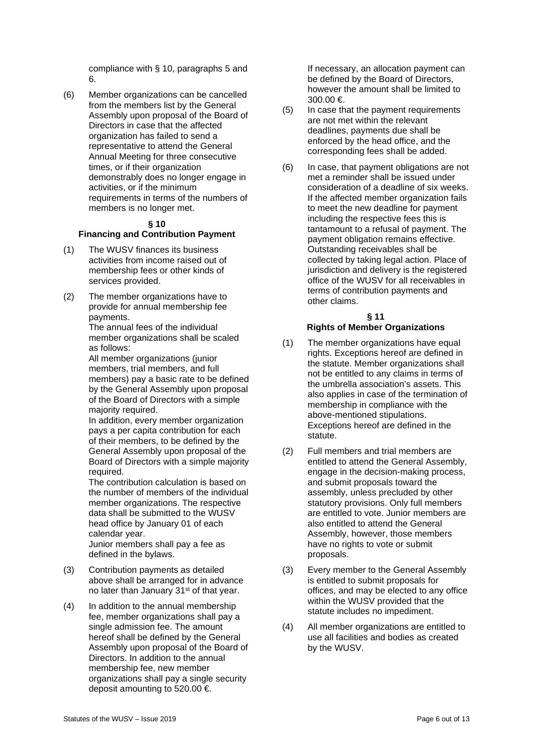compliance with § 10, paragraphs 5 and 6.

(6) Member organizations can be cancelled from the members list by the General Assembly upon proposal of the Board of Directors in case that the affected organization has failed to send a representative to attend the General Annual Meeting for three consecutive times, or if their organization demonstrably does no longer engage in activities, or if the minimum requirements in terms of the numbers of members is no longer met.

### § 10
### Financing and Contribution Payment

(1) The WUSV finances its business activities from income raised out of membership fees or other kinds of services provided.

(2) The member organizations have to provide for annual membership fee payments.
The annual fees of the individual member organizations shall be scaled as follows:
All member organizations (junior members, trial members, and full members) pay a basic rate to be defined by the General Assembly upon proposal of the Board of Directors with a simple majority required.
In addition, every member organization pays a per capita contribution for each of their members, to be defined by the General Assembly upon proposal of the Board of Directors with a simple majority required.
The contribution calculation is based on the number of members of the individual member organizations. The respective data shall be submitted to the WUSV head office by January 01 of each calendar year.
Junior members shall pay a fee as defined in the bylaws.

(3) Contribution payments as detailed above shall be arranged for in advance no later than January 31st of that year.

(4) In addition to the annual membership fee, member organizations shall pay a single admission fee. The amount hereof shall be defined by the General Assembly upon proposal of the Board of Directors. In addition to the annual membership fee, new member organizations shall pay a single security deposit amounting to 520.00 €.
If necessary, an allocation payment can be defined by the Board of Directors, however the amount shall be limited to 300.00 €.

(5) In case that the payment requirements are not met within the relevant deadlines, payments due shall be enforced by the head office, and the corresponding fees shall be added.

(6) In case, that payment obligations are not met a reminder shall be issued under consideration of a deadline of six weeks. If the affected member organization fails to meet the new deadline for payment including the respective fees this is tantamount to a refusal of payment. The payment obligation remains effective. Outstanding receivables shall be collected by taking legal action. Place of jurisdiction and delivery is the registered office of the WUSV for all receivables in terms of contribution payments and other claims.

### § 11
### Rights of Member Organizations

(1) The member organizations have equal rights. Exceptions hereof are defined in the statute. Member organizations shall not be entitled to any claims in terms of the umbrella association's assets. This also applies in case of the termination of membership in compliance with the above-mentioned stipulations. Exceptions hereof are defined in the statute.

(2) Full members and trial members are entitled to attend the General Assembly, engage in the decision-making process, and submit proposals toward the assembly, unless precluded by other statutory provisions. Only full members are entitled to vote. Junior members are also entitled to attend the General Assembly, however, those members have no rights to vote or submit proposals.

(3) Every member to the General Assembly is entitled to submit proposals for offices, and may be elected to any office within the WUSV provided that the statute includes no impediment.

(4) All member organizations are entitled to use all facilities and bodies as created by the WUSV.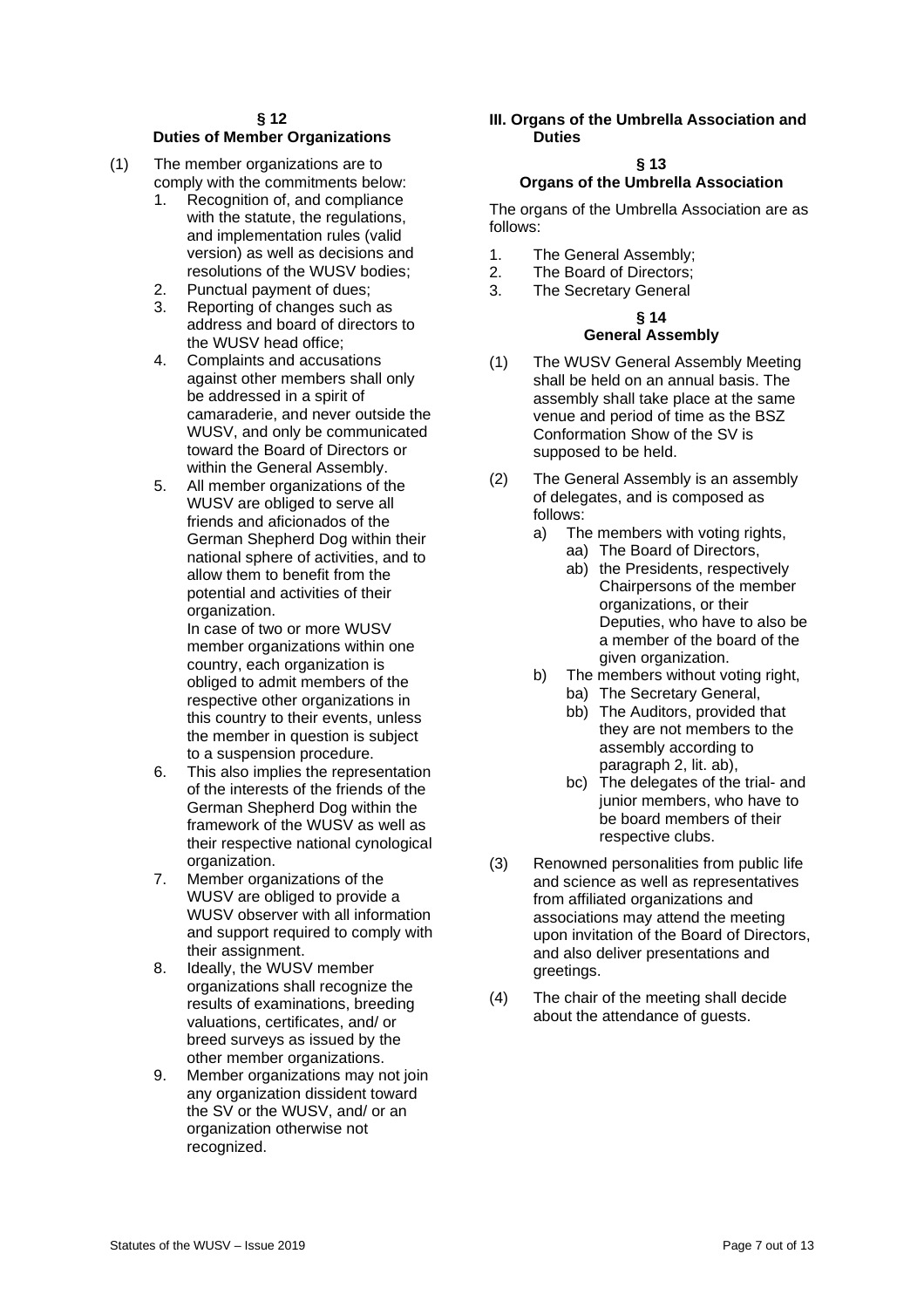### § 12
### Duties of Member Organizations

(1) The member organizations are to comply with the commitments below:

1. Recognition of, and compliance with the statute, the regulations, and implementation rules (valid version) as well as decisions and resolutions of the WUSV bodies;
2. Punctual payment of dues;
3. Reporting of changes such as address and board of directors to the WUSV head office;
4. Complaints and accusations against other members shall only be addressed in a spirit of camaraderie, and never outside the WUSV, and only be communicated toward the Board of Directors or within the General Assembly.
5. All member organizations of the WUSV are obliged to serve all friends and aficionados of the German Shepherd Dog within their national sphere of activities, and to allow them to benefit from the potential and activities of their organization.
   In case of two or more WUSV member organizations within one country, each organization is obliged to admit members of the respective other organizations in this country to their events, unless the member in question is subject to a suspension procedure.
6. This also implies the representation of the interests of the friends of the German Shepherd Dog within the framework of the WUSV as well as their respective national cynological organization.
7. Member organizations of the WUSV are obliged to provide a WUSV observer with all information and support required to comply with their assignment.
8. Ideally, the WUSV member organizations shall recognize the results of examinations, breeding valuations, certificates, and/ or breed surveys as issued by the other member organizations.
9. Member organizations may not join any organization dissident toward the SV or the WUSV, and/ or an organization otherwise not recognized.

## III. Organs of the Umbrella Association and Duties

### § 13
### Organs of the Umbrella Association

The organs of the Umbrella Association are as follows:

1. The General Assembly;
2. The Board of Directors;
3. The Secretary General

### § 14
### General Assembly

(1) The WUSV General Assembly Meeting shall be held on an annual basis. The assembly shall take place at the same venue and period of time as the BSZ Conformation Show of the SV is supposed to be held.

(2) The General Assembly is an assembly of delegates, and is composed as follows:

a) The members with voting rights,
   - aa) The Board of Directors,
   - ab) the Presidents, respectively Chairpersons of the member organizations, or their Deputies, who have to also be a member of the board of the given organization.

b) The members without voting right,
   - ba) The Secretary General,
   - bb) The Auditors, provided that they are not members to the assembly according to paragraph 2, lit. ab),
   - bc) The delegates of the trial- and junior members, who have to be board members of their respective clubs.

(3) Renowned personalities from public life and science as well as representatives from affiliated organizations and associations may attend the meeting upon invitation of the Board of Directors, and also deliver presentations and greetings.

(4) The chair of the meeting shall decide about the attendance of guests.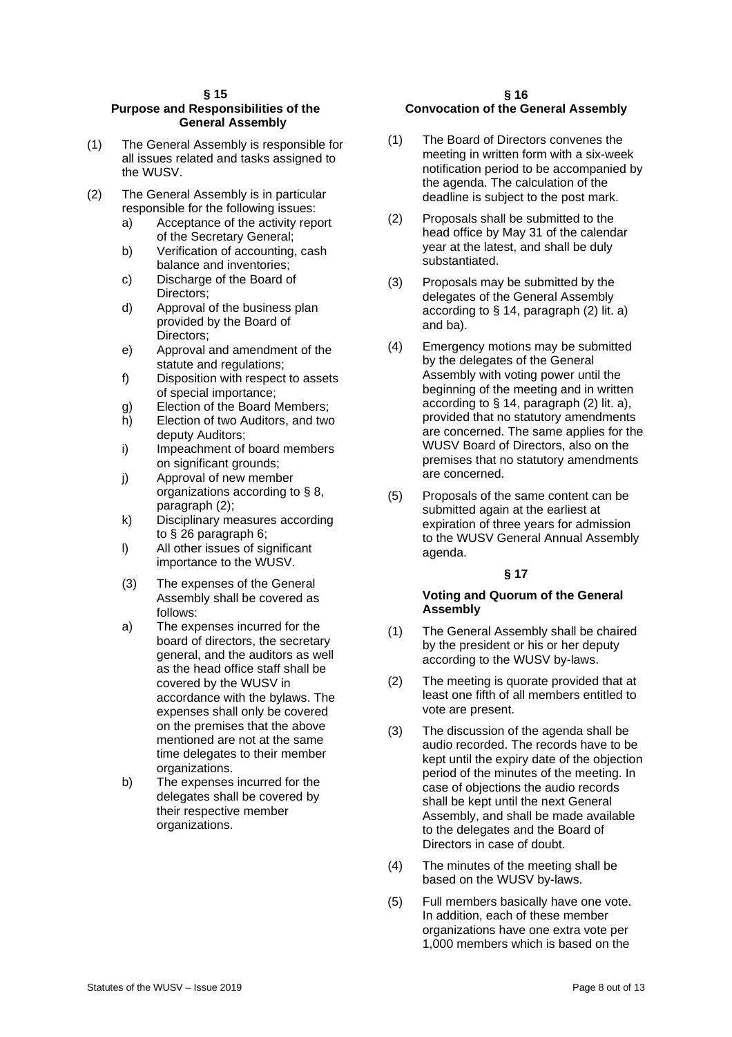## § 15
## Purpose and Responsibilities of the General Assembly

(1) The General Assembly is responsible for all issues related and tasks assigned to the WUSV.

(2) The General Assembly is in particular responsible for the following issues:

a) Acceptance of the activity report of the Secretary General;
b) Verification of accounting, cash balance and inventories;
c) Discharge of the Board of Directors;
d) Approval of the business plan provided by the Board of Directors;
e) Approval and amendment of the statute and regulations;
f) Disposition with respect to assets of special importance;
g) Election of the Board Members;
h) Election of two Auditors, and two deputy Auditors;
i) Impeachment of board members on significant grounds;
j) Approval of new member organizations according to § 8, paragraph (2);
k) Disciplinary measures according to § 26 paragraph 6;
l) All other issues of significant importance to the WUSV.

(3) The expenses of the General Assembly shall be covered as follows:

a) The expenses incurred for the board of directors, the secretary general, and the auditors as well as the head office staff shall be covered by the WUSV in accordance with the bylaws. The expenses shall only be covered on the premises that the above mentioned are not at the same time delegates to their member organizations.
b) The expenses incurred for the delegates shall be covered by their respective member organizations.

## § 16
## Convocation of the General Assembly

(1) The Board of Directors convenes the meeting in written form with a six-week notification period to be accompanied by the agenda. The calculation of the deadline is subject to the post mark.

(2) Proposals shall be submitted to the head office by May 31 of the calendar year at the latest, and shall be duly substantiated.

(3) Proposals may be submitted by the delegates of the General Assembly according to § 14, paragraph (2) lit. a) and ba).

(4) Emergency motions may be submitted by the delegates of the General Assembly with voting power until the beginning of the meeting and in written according to § 14, paragraph (2) lit. a), provided that no statutory amendments are concerned. The same applies for the WUSV Board of Directors, also on the premises that no statutory amendments are concerned.

(5) Proposals of the same content can be submitted again at the earliest at expiration of three years for admission to the WUSV General Annual Assembly agenda.

## § 17
## Voting and Quorum of the General Assembly

(1) The General Assembly shall be chaired by the president or his or her deputy according to the WUSV by-laws.

(2) The meeting is quorate provided that at least one fifth of all members entitled to vote are present.

(3) The discussion of the agenda shall be audio recorded. The records have to be kept until the expiry date of the objection period of the minutes of the meeting. In case of objections the audio records shall be kept until the next General Assembly, and shall be made available to the delegates and the Board of Directors in case of doubt.

(4) The minutes of the meeting shall be based on the WUSV by-laws.

(5) Full members basically have one vote. In addition, each of these member organizations have one extra vote per 1,000 members which is based on the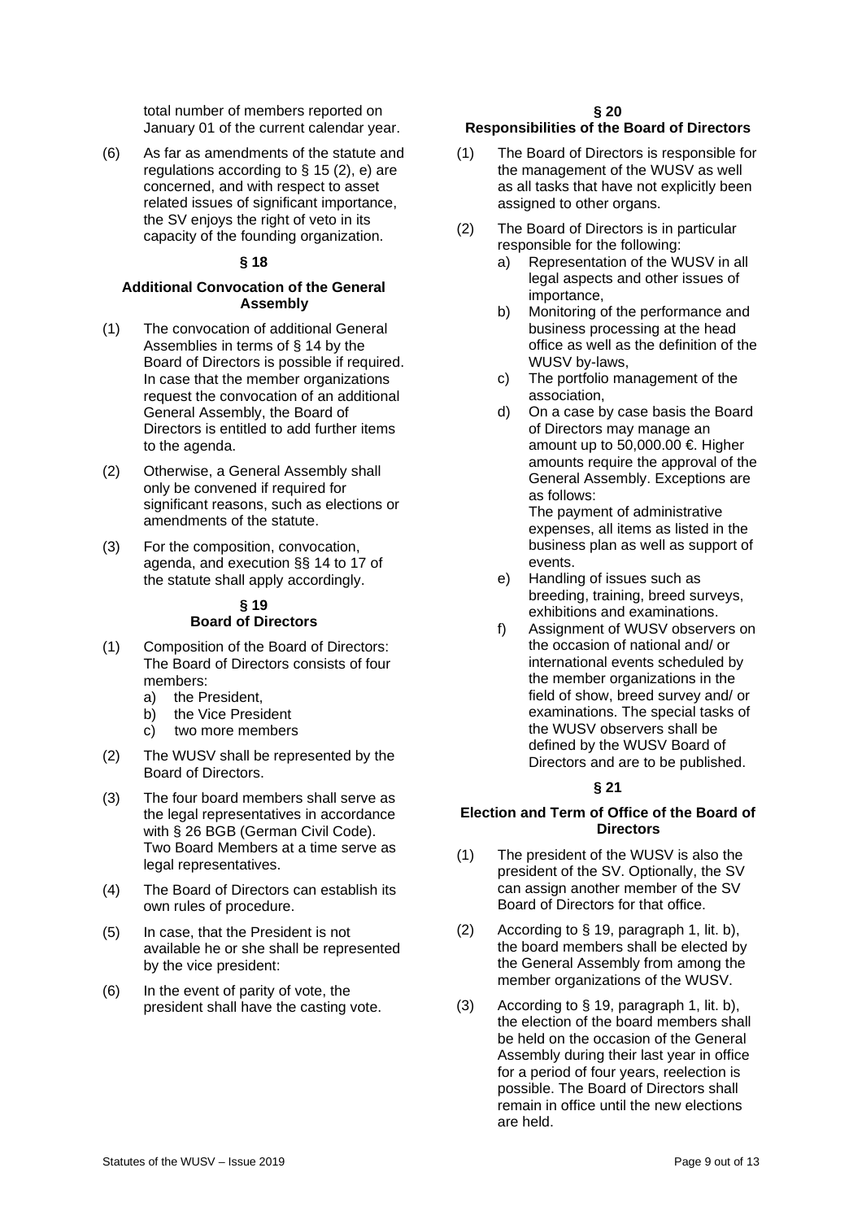total number of members reported on January 01 of the current calendar year.

(6) As far as amendments of the statute and regulations according to § 15 (2), e) are concerned, and with respect to asset related issues of significant importance, the SV enjoys the right of veto in its capacity of the founding organization.

### § 18

### Additional Convocation of the General Assembly

(1) The convocation of additional General Assemblies in terms of § 14 by the Board of Directors is possible if required. In case that the member organizations request the convocation of an additional General Assembly, the Board of Directors is entitled to add further items to the agenda.

(2) Otherwise, a General Assembly shall only be convened if required for significant reasons, such as elections or amendments of the statute.

(3) For the composition, convocation, agenda, and execution §§ 14 to 17 of the statute shall apply accordingly.

### § 19
### Board of Directors

(1) Composition of the Board of Directors: The Board of Directors consists of four members:
   a) the President,
   b) the Vice President
   c) two more members

(2) The WUSV shall be represented by the Board of Directors.

(3) The four board members shall serve as the legal representatives in accordance with § 26 BGB (German Civil Code). Two Board Members at a time serve as legal representatives.

(4) The Board of Directors can establish its own rules of procedure.

(5) In case, that the President is not available he or she shall be represented by the vice president:

(6) In the event of parity of vote, the president shall have the casting vote.

### § 20
### Responsibilities of the Board of Directors

(1) The Board of Directors is responsible for the management of the WUSV as well as all tasks that have not explicitly been assigned to other organs.

(2) The Board of Directors is in particular responsible for the following:
   a) Representation of the WUSV in all legal aspects and other issues of importance,
   b) Monitoring of the performance and business processing at the head office as well as the definition of the WUSV by-laws,
   c) The portfolio management of the association,
   d) On a case by case basis the Board of Directors may manage an amount up to 50,000.00 €. Higher amounts require the approval of the General Assembly. Exceptions are as follows:
      The payment of administrative expenses, all items as listed in the business plan as well as support of events.
   e) Handling of issues such as breeding, training, breed surveys, exhibitions and examinations.
   f) Assignment of WUSV observers on the occasion of national and/ or international events scheduled by the member organizations in the field of show, breed survey and/ or examinations. The special tasks of the WUSV observers shall be defined by the WUSV Board of Directors and are to be published.

### § 21

### Election and Term of Office of the Board of Directors

(1) The president of the WUSV is also the president of the SV. Optionally, the SV can assign another member of the SV Board of Directors for that office.

(2) According to § 19, paragraph 1, lit. b), the board members shall be elected by the General Assembly from among the member organizations of the WUSV.

(3) According to § 19, paragraph 1, lit. b), the election of the board members shall be held on the occasion of the General Assembly during their last year in office for a period of four years, reelection is possible. The Board of Directors shall remain in office until the new elections are held.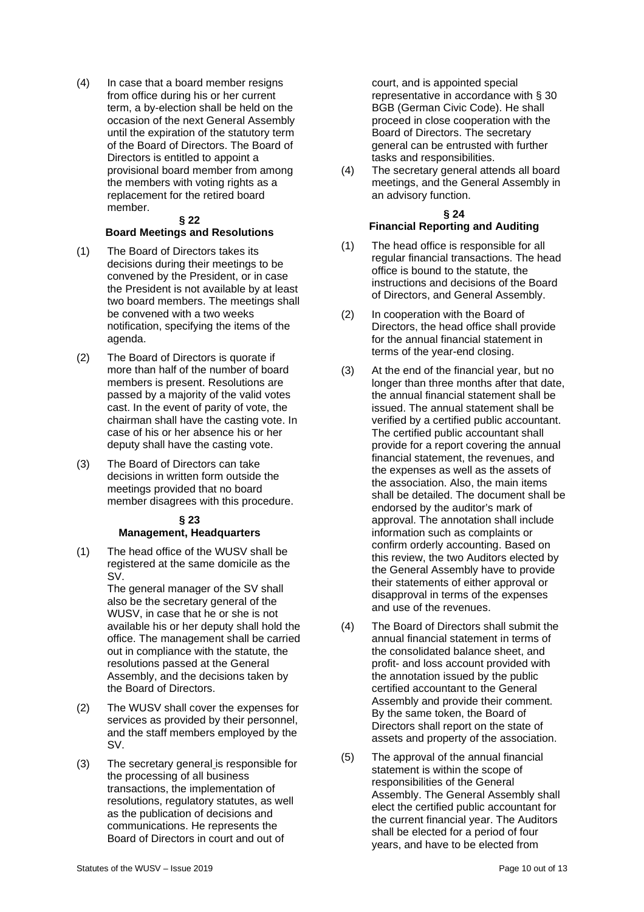(4) In case that a board member resigns from office during his or her current term, a by-election shall be held on the occasion of the next General Assembly until the expiration of the statutory term of the Board of Directors. The Board of Directors is entitled to appoint a provisional board member from among the members with voting rights as a replacement for the retired board member.

## § 22
## Board Meetings and Resolutions

(1) The Board of Directors takes its decisions during their meetings to be convened by the President, or in case the President is not available by at least two board members. The meetings shall be convened with a two weeks notification, specifying the items of the agenda.

(2) The Board of Directors is quorate if more than half of the number of board members is present. Resolutions are passed by a majority of the valid votes cast. In the event of parity of vote, the chairman shall have the casting vote. In case of his or her absence his or her deputy shall have the casting vote.

(3) The Board of Directors can take decisions in written form outside the meetings provided that no board member disagrees with this procedure.

## § 23
## Management, Headquarters

(1) The head office of the WUSV shall be registered at the same domicile as the SV.
The general manager of the SV shall also be the secretary general of the WUSV, in case that he or she is not available his or her deputy shall hold the office. The management shall be carried out in compliance with the statute, the resolutions passed at the General Assembly, and the decisions taken by the Board of Directors.

(2) The WUSV shall cover the expenses for services as provided by their personnel, and the staff members employed by the SV.

(3) The secretary general is responsible for the processing of all business transactions, the implementation of resolutions, regulatory statutes, as well as the publication of decisions and communications. He represents the Board of Directors in court and out of court, and is appointed special representative in accordance with § 30 BGB (German Civic Code). He shall proceed in close cooperation with the Board of Directors. The secretary general can be entrusted with further tasks and responsibilities.

(4) The secretary general attends all board meetings, and the General Assembly in an advisory function.

## § 24
## Financial Reporting and Auditing

(1) The head office is responsible for all regular financial transactions. The head office is bound to the statute, the instructions and decisions of the Board of Directors, and General Assembly.

(2) In cooperation with the Board of Directors, the head office shall provide for the annual financial statement in terms of the year-end closing.

(3) At the end of the financial year, but no longer than three months after that date, the annual financial statement shall be issued. The annual statement shall be verified by a certified public accountant. The certified public accountant shall provide for a report covering the annual financial statement, the revenues, and the expenses as well as the assets of the association. Also, the main items shall be detailed. The document shall be endorsed by the auditor's mark of approval. The annotation shall include information such as complaints or confirm orderly accounting. Based on this review, the two Auditors elected by the General Assembly have to provide their statements of either approval or disapproval in terms of the expenses and use of the revenues.

(4) The Board of Directors shall submit the annual financial statement in terms of the consolidated balance sheet, and profit- and loss account provided with the annotation issued by the public certified accountant to the General Assembly and provide their comment. By the same token, the Board of Directors shall report on the state of assets and property of the association.

(5) The approval of the annual financial statement is within the scope of responsibilities of the General Assembly. The General Assembly shall elect the certified public accountant for the current financial year. The Auditors shall be elected for a period of four years, and have to be elected from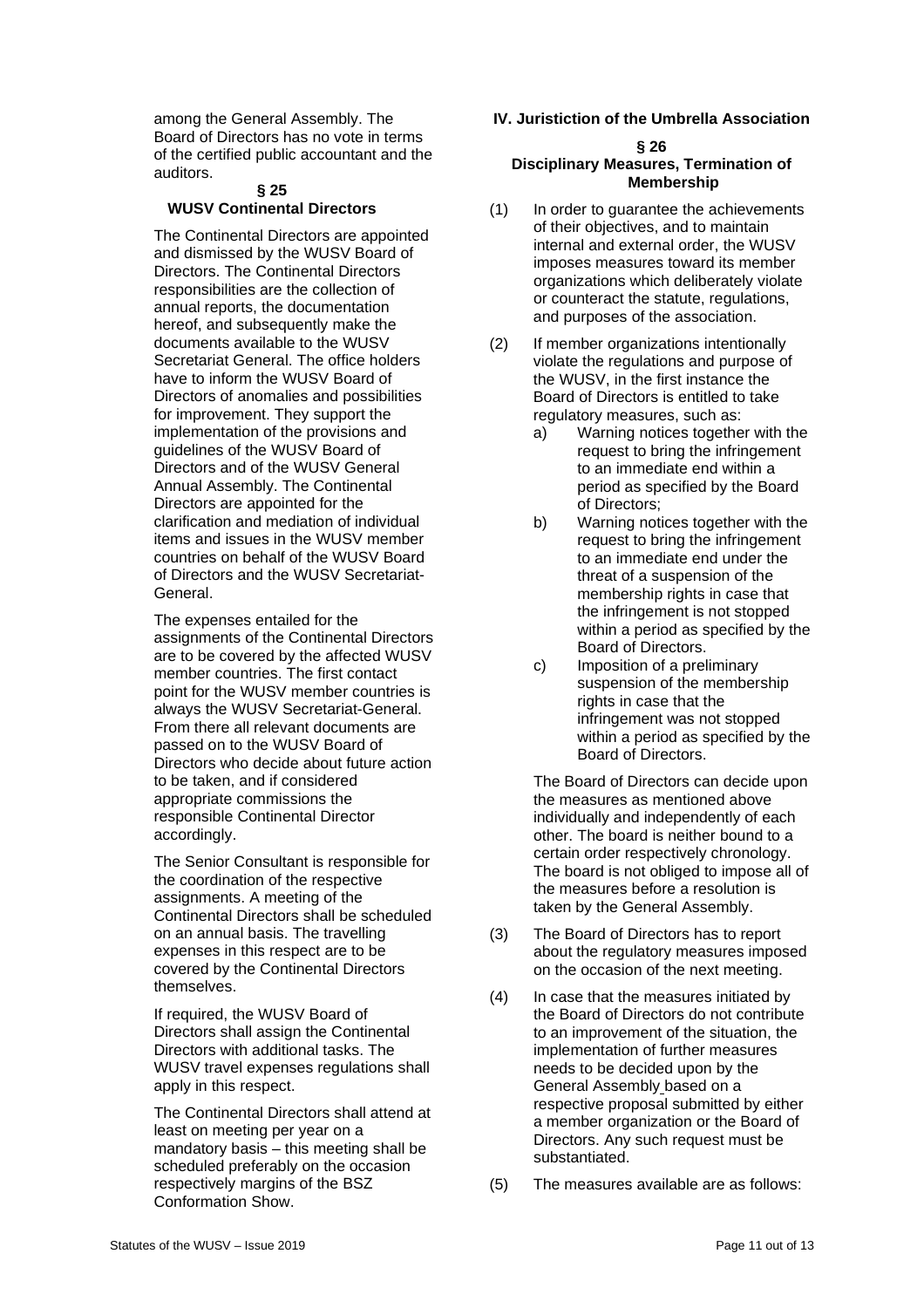among the General Assembly. The Board of Directors has no vote in terms of the certified public accountant and the auditors.

### § 25
### WUSV Continental Directors

The Continental Directors are appointed and dismissed by the WUSV Board of Directors. The Continental Directors responsibilities are the collection of annual reports, the documentation hereof, and subsequently make the documents available to the WUSV Secretariat General. The office holders have to inform the WUSV Board of Directors of anomalies and possibilities for improvement. They support the implementation of the provisions and guidelines of the WUSV Board of Directors and of the WUSV General Annual Assembly. The Continental Directors are appointed for the clarification and mediation of individual items and issues in the WUSV member countries on behalf of the WUSV Board of Directors and the WUSV Secretariat-General.

The expenses entailed for the assignments of the Continental Directors are to be covered by the affected WUSV member countries. The first contact point for the WUSV member countries is always the WUSV Secretariat-General. From there all relevant documents are passed on to the WUSV Board of Directors who decide about future action to be taken, and if considered appropriate commissions the responsible Continental Director accordingly.

The Senior Consultant is responsible for the coordination of the respective assignments. A meeting of the Continental Directors shall be scheduled on an annual basis. The travelling expenses in this respect are to be covered by the Continental Directors themselves.

If required, the WUSV Board of Directors shall assign the Continental Directors with additional tasks. The WUSV travel expenses regulations shall apply in this respect.

The Continental Directors shall attend at least on meeting per year on a mandatory basis – this meeting shall be scheduled preferably on the occasion respectively margins of the BSZ Conformation Show.

## IV. Juristiction of the Umbrella Association

### § 26
### Disciplinary Measures, Termination of Membership

(1) In order to guarantee the achievements of their objectives, and to maintain internal and external order, the WUSV imposes measures toward its member organizations which deliberately violate or counteract the statute, regulations, and purposes of the association.

(2) If member organizations intentionally violate the regulations and purpose of the WUSV, in the first instance the Board of Directors is entitled to take regulatory measures, such as:

a) Warning notices together with the request to bring the infringement to an immediate end within a period as specified by the Board of Directors;

b) Warning notices together with the request to bring the infringement to an immediate end under the threat of a suspension of the membership rights in case that the infringement is not stopped within a period as specified by the Board of Directors.

c) Imposition of a preliminary suspension of the membership rights in case that the infringement was not stopped within a period as specified by the Board of Directors.

The Board of Directors can decide upon the measures as mentioned above individually and independently of each other. The board is neither bound to a certain order respectively chronology. The board is not obliged to impose all of the measures before a resolution is taken by the General Assembly.

(3) The Board of Directors has to report about the regulatory measures imposed on the occasion of the next meeting.

(4) In case that the measures initiated by the Board of Directors do not contribute to an improvement of the situation, the implementation of further measures needs to be decided upon by the General Assembly based on a respective proposal submitted by either a member organization or the Board of Directors. Any such request must be substantiated.

(5) The measures available are as follows: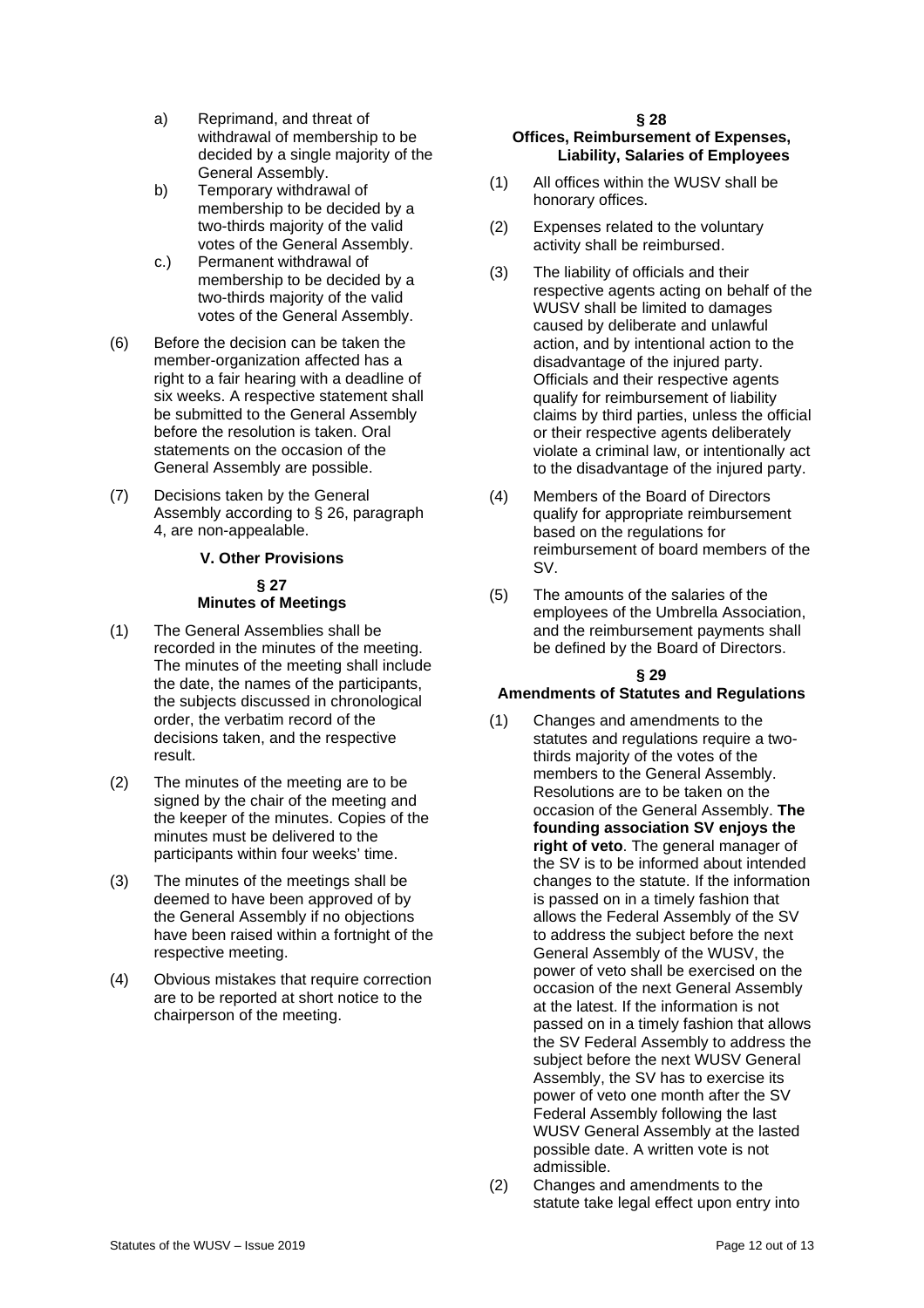a) Reprimand, and threat of withdrawal of membership to be decided by a single majority of the General Assembly.

b) Temporary withdrawal of membership to be decided by a two-thirds majority of the valid votes of the General Assembly.

c.) Permanent withdrawal of membership to be decided by a two-thirds majority of the valid votes of the General Assembly.

(6) Before the decision can be taken the member-organization affected has a right to a fair hearing with a deadline of six weeks. A respective statement shall be submitted to the General Assembly before the resolution is taken. Oral statements on the occasion of the General Assembly are possible.

(7) Decisions taken by the General Assembly according to § 26, paragraph 4, are non-appealable.

## V. Other Provisions

### § 27
### Minutes of Meetings

(1) The General Assemblies shall be recorded in the minutes of the meeting. The minutes of the meeting shall include the date, the names of the participants, the subjects discussed in chronological order, the verbatim record of the decisions taken, and the respective result.

(2) The minutes of the meeting are to be signed by the chair of the meeting and the keeper of the minutes. Copies of the minutes must be delivered to the participants within four weeks' time.

(3) The minutes of the meetings shall be deemed to have been approved of by the General Assembly if no objections have been raised within a fortnight of the respective meeting.

(4) Obvious mistakes that require correction are to be reported at short notice to the chairperson of the meeting.

### § 28
### Offices, Reimbursement of Expenses, Liability, Salaries of Employees

(1) All offices within the WUSV shall be honorary offices.

(2) Expenses related to the voluntary activity shall be reimbursed.

(3) The liability of officials and their respective agents acting on behalf of the WUSV shall be limited to damages caused by deliberate and unlawful action, and by intentional action to the disadvantage of the injured party. Officials and their respective agents qualify for reimbursement of liability claims by third parties, unless the official or their respective agents deliberately violate a criminal law, or intentionally act to the disadvantage of the injured party.

(4) Members of the Board of Directors qualify for appropriate reimbursement based on the regulations for reimbursement of board members of the SV.

(5) The amounts of the salaries of the employees of the Umbrella Association, and the reimbursement payments shall be defined by the Board of Directors.

### § 29
### Amendments of Statutes and Regulations

(1) Changes and amendments to the statutes and regulations require a two-thirds majority of the votes of the members to the General Assembly. Resolutions are to be taken on the occasion of the General Assembly. **The founding association SV enjoys the right of veto**. The general manager of the SV is to be informed about intended changes to the statute. If the information is passed on in a timely fashion that allows the Federal Assembly of the SV to address the subject before the next General Assembly of the WUSV, the power of veto shall be exercised on the occasion of the next General Assembly at the latest. If the information is not passed on in a timely fashion that allows the SV Federal Assembly to address the subject before the next WUSV General Assembly, the SV has to exercise its power of veto one month after the SV Federal Assembly following the last WUSV General Assembly at the lasted possible date. A written vote is not admissible.

(2) Changes and amendments to the statute take legal effect upon entry into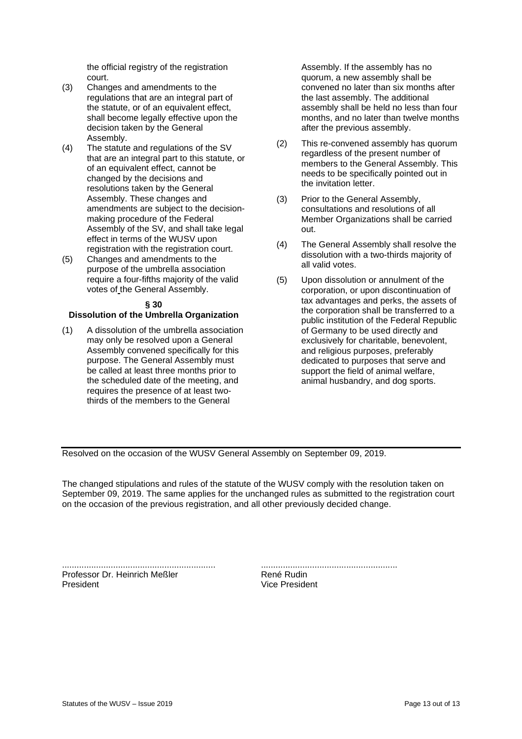the official registry of the registration court.

(3) Changes and amendments to the regulations that are an integral part of the statute, or of an equivalent effect, shall become legally effective upon the decision taken by the General Assembly.

(4) The statute and regulations of the SV that are an integral part to this statute, or of an equivalent effect, cannot be changed by the decisions and resolutions taken by the General Assembly. These changes and amendments are subject to the decision-making procedure of the Federal Assembly of the SV, and shall take legal effect in terms of the WUSV upon registration with the registration court.

(5) Changes and amendments to the purpose of the umbrella association require a four-fifths majority of the valid votes of the General Assembly.

### § 30
### Dissolution of the Umbrella Organization

(1) A dissolution of the umbrella association may only be resolved upon a General Assembly convened specifically for this purpose. The General Assembly must be called at least three months prior to the scheduled date of the meeting, and requires the presence of at least two-thirds of the members to the General Assembly. If the assembly has no quorum, a new assembly shall be convened no later than six months after the last assembly. The additional assembly shall be held no less than four months, and no later than twelve months after the previous assembly.

(2) This re-convened assembly has quorum regardless of the present number of members to the General Assembly. This needs to be specifically pointed out in the invitation letter.

(3) Prior to the General Assembly, consultations and resolutions of all Member Organizations shall be carried out.

(4) The General Assembly shall resolve the dissolution with a two-thirds majority of all valid votes.

(5) Upon dissolution or annulment of the corporation, or upon discontinuation of tax advantages and perks, the assets of the corporation shall be transferred to a public institution of the Federal Republic of Germany to be used directly and exclusively for charitable, benevolent, and religious purposes, preferably dedicated to purposes that serve and support the field of animal welfare, animal husbandry, and dog sports.

---

Resolved on the occasion of the WUSV General Assembly on September 09, 2019.

The changed stipulations and rules of the statute of the WUSV comply with the resolution taken on September 09, 2019. The same applies for the unchanged rules as submitted to the registration court on the occasion of the previous registration, and all other previously decided change.

..............................................................
Professor Dr. Heinrich Meßler
President

.......................................................
René Rudin
Vice President